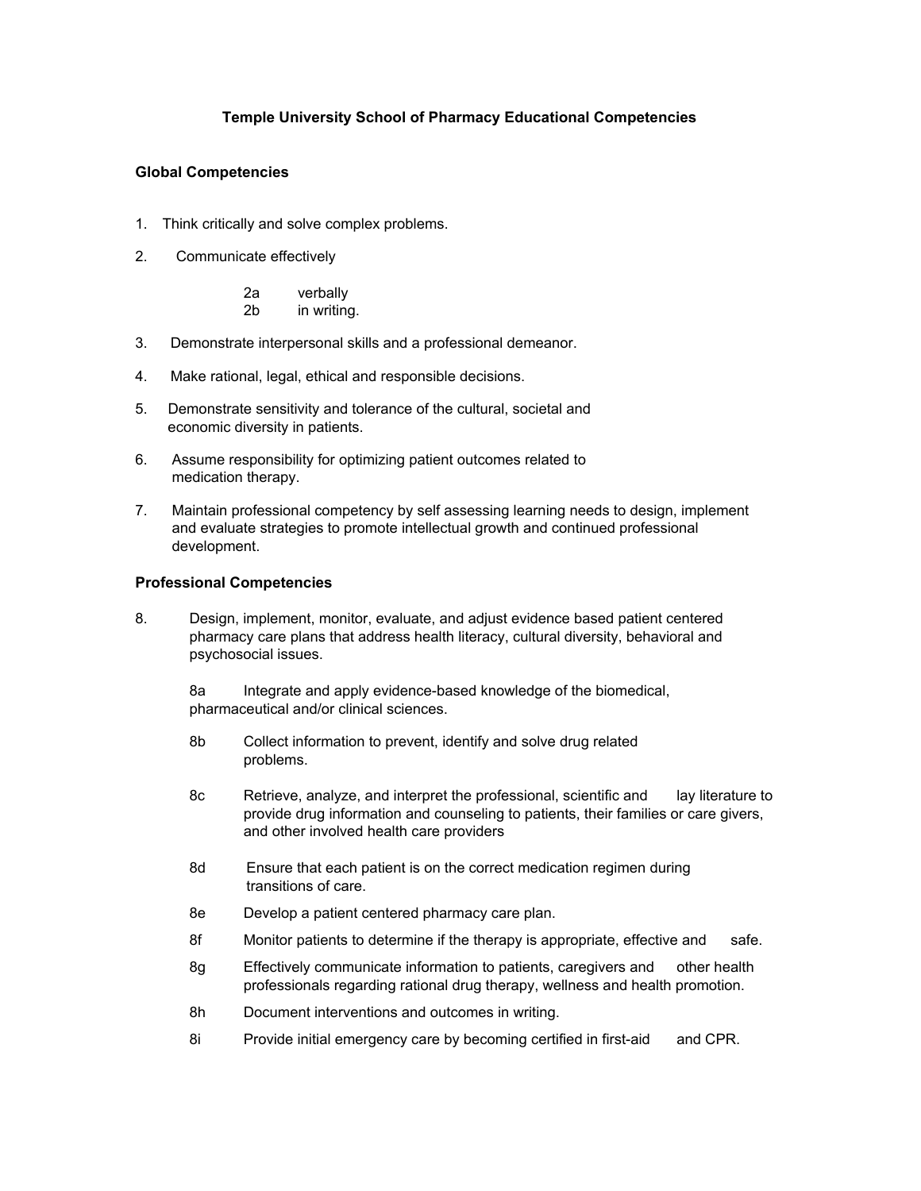# Temple University School of Pharmacy Educational Competencies

## Global Competencies

1. Think critically and solve complex problems.

2. Communicate effectively

   2a verbally
   2b in writing.

3. Demonstrate interpersonal skills and a professional demeanor.

4. Make rational, legal, ethical and responsible decisions.

5. Demonstrate sensitivity and tolerance of the cultural, societal and economic diversity in patients.

6. Assume responsibility for optimizing patient outcomes related to medication therapy.

7. Maintain professional competency by self assessing learning needs to design, implement and evaluate strategies to promote intellectual growth and continued professional development.

## Professional Competencies

8. Design, implement, monitor, evaluate, and adjust evidence based patient centered pharmacy care plans that address health literacy, cultural diversity, behavioral and psychosocial issues.

   8a Integrate and apply evidence-based knowledge of the biomedical, pharmaceutical and/or clinical sciences.

   8b Collect information to prevent, identify and solve drug related problems.

   8c Retrieve, analyze, and interpret the professional, scientific and lay literature to provide drug information and counseling to patients, their families or care givers, and other involved health care providers

   8d Ensure that each patient is on the correct medication regimen during transitions of care.

   8e Develop a patient centered pharmacy care plan.

   8f Monitor patients to determine if the therapy is appropriate, effective and safe.

   8g Effectively communicate information to patients, caregivers and other health professionals regarding rational drug therapy, wellness and health promotion.

   8h Document interventions and outcomes in writing.

   8i Provide initial emergency care by becoming certified in first-aid and CPR.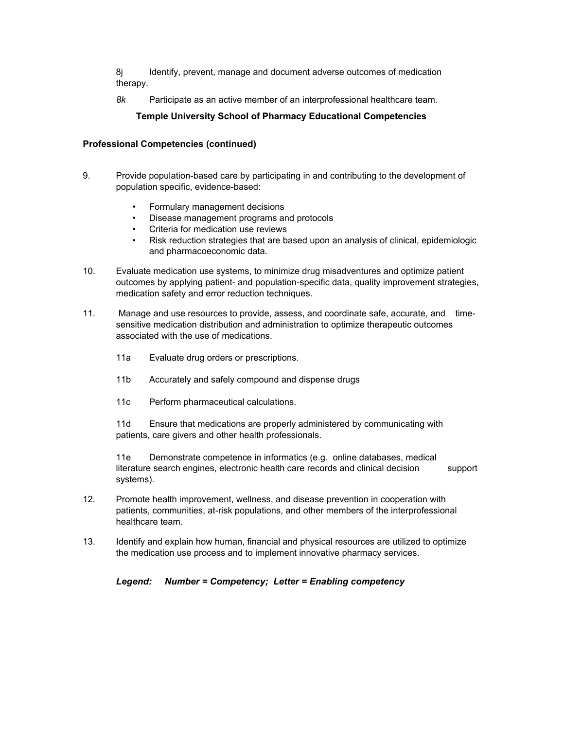8j Identify, prevent, manage and document adverse outcomes of medication therapy.

*8k* Participate as an active member of an interprofessional healthcare team.

**Temple University School of Pharmacy Educational Competencies**

**Professional Competencies (continued)**

9. Provide population-based care by participating in and contributing to the development of population specific, evidence-based:

   - Formulary management decisions
   - Disease management programs and protocols
   - Criteria for medication use reviews
   - Risk reduction strategies that are based upon an analysis of clinical, epidemiologic and pharmacoeconomic data.

10. Evaluate medication use systems, to minimize drug misadventures and optimize patient outcomes by applying patient- and population-specific data, quality improvement strategies, medication safety and error reduction techniques.

11. Manage and use resources to provide, assess, and coordinate safe, accurate, and time-sensitive medication distribution and administration to optimize therapeutic outcomes associated with the use of medications.

    11a Evaluate drug orders or prescriptions.

    11b Accurately and safely compound and dispense drugs

    11c Perform pharmaceutical calculations.

    11d Ensure that medications are properly administered by communicating with patients, care givers and other health professionals.

    11e Demonstrate competence in informatics (e.g. online databases, medical literature search engines, electronic health care records and clinical decision support systems).

12. Promote health improvement, wellness, and disease prevention in cooperation with patients, communities, at-risk populations, and other members of the interprofessional healthcare team.

13. Identify and explain how human, financial and physical resources are utilized to optimize the medication use process and to implement innovative pharmacy services.

***Legend: Number = Competency; Letter = Enabling competency***